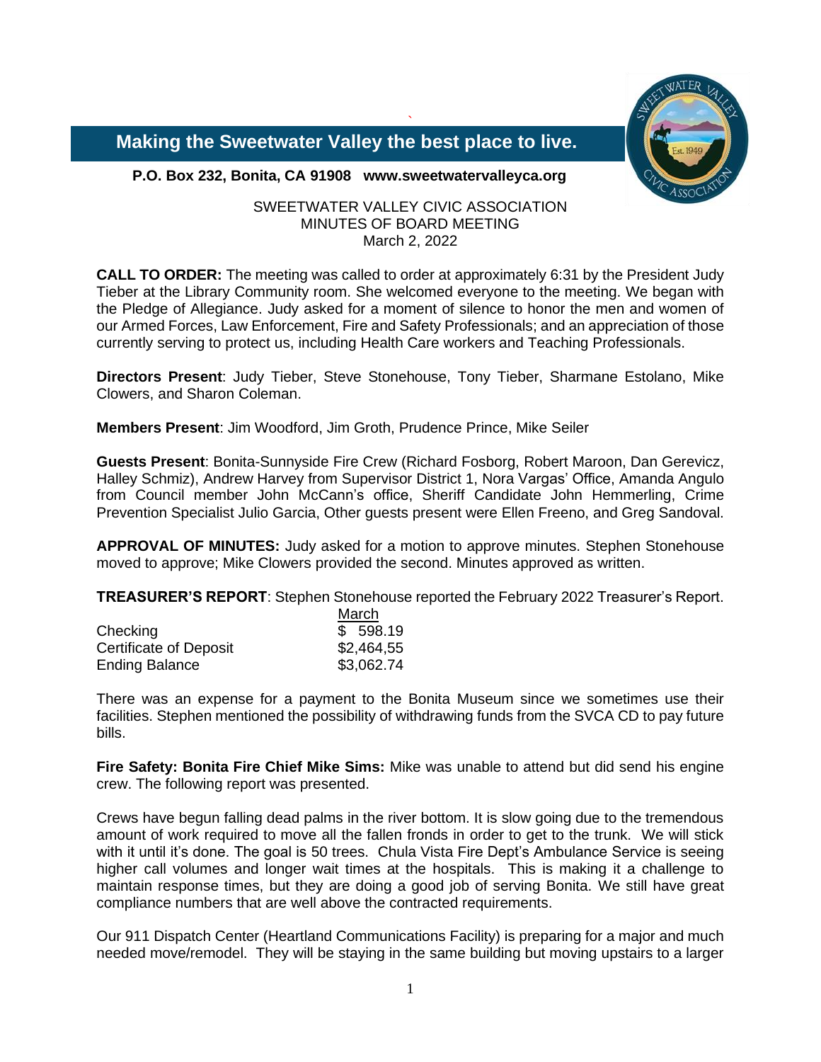**Making the Sweetwater Valley the best place to live.**

**P.O. Box 232, Bonita, CA 91908 www.sweetwatervalleyca.org**

SWEETWATER VALLEY CIVIC ASSOCIATION
MINUTES OF BOARD MEETING
March 2, 2022

**CALL TO ORDER:** The meeting was called to order at approximately 6:31 by the President Judy Tieber at the Library Community room. She welcomed everyone to the meeting. We began with the Pledge of Allegiance. Judy asked for a moment of silence to honor the men and women of our Armed Forces, Law Enforcement, Fire and Safety Professionals; and an appreciation of those currently serving to protect us, including Health Care workers and Teaching Professionals.

**Directors Present**: Judy Tieber, Steve Stonehouse, Tony Tieber, Sharmane Estolano, Mike Clowers, and Sharon Coleman.

**Members Present**: Jim Woodford, Jim Groth, Prudence Prince, Mike Seiler

**Guests Present**: Bonita-Sunnyside Fire Crew (Richard Fosborg, Robert Maroon, Dan Gerevicz, Halley Schmiz), Andrew Harvey from Supervisor District 1, Nora Vargas' Office, Amanda Angulo from Council member John McCann's office, Sheriff Candidate John Hemmerling, Crime Prevention Specialist Julio Garcia, Other guests present were Ellen Freeno, and Greg Sandoval.

**APPROVAL OF MINUTES:** Judy asked for a motion to approve minutes. Stephen Stonehouse moved to approve; Mike Clowers provided the second. Minutes approved as written.

**TREASURER'S REPORT**: Stephen Stonehouse reported the February 2022 Treasurer's Report.

| | March |
|---|---|
| Checking | $ 598.19 |
| Certificate of Deposit | $2,464,55 |
| Ending Balance | $3,062.74 |

There was an expense for a payment to the Bonita Museum since we sometimes use their facilities. Stephen mentioned the possibility of withdrawing funds from the SVCA CD to pay future bills.

**Fire Safety: Bonita Fire Chief Mike Sims:** Mike was unable to attend but did send his engine crew. The following report was presented.

Crews have begun falling dead palms in the river bottom. It is slow going due to the tremendous amount of work required to move all the fallen fronds in order to get to the trunk. We will stick with it until it's done. The goal is 50 trees. Chula Vista Fire Dept's Ambulance Service is seeing higher call volumes and longer wait times at the hospitals. This is making it a challenge to maintain response times, but they are doing a good job of serving Bonita. We still have great compliance numbers that are well above the contracted requirements.

Our 911 Dispatch Center (Heartland Communications Facility) is preparing for a major and much needed move/remodel. They will be staying in the same building but moving upstairs to a larger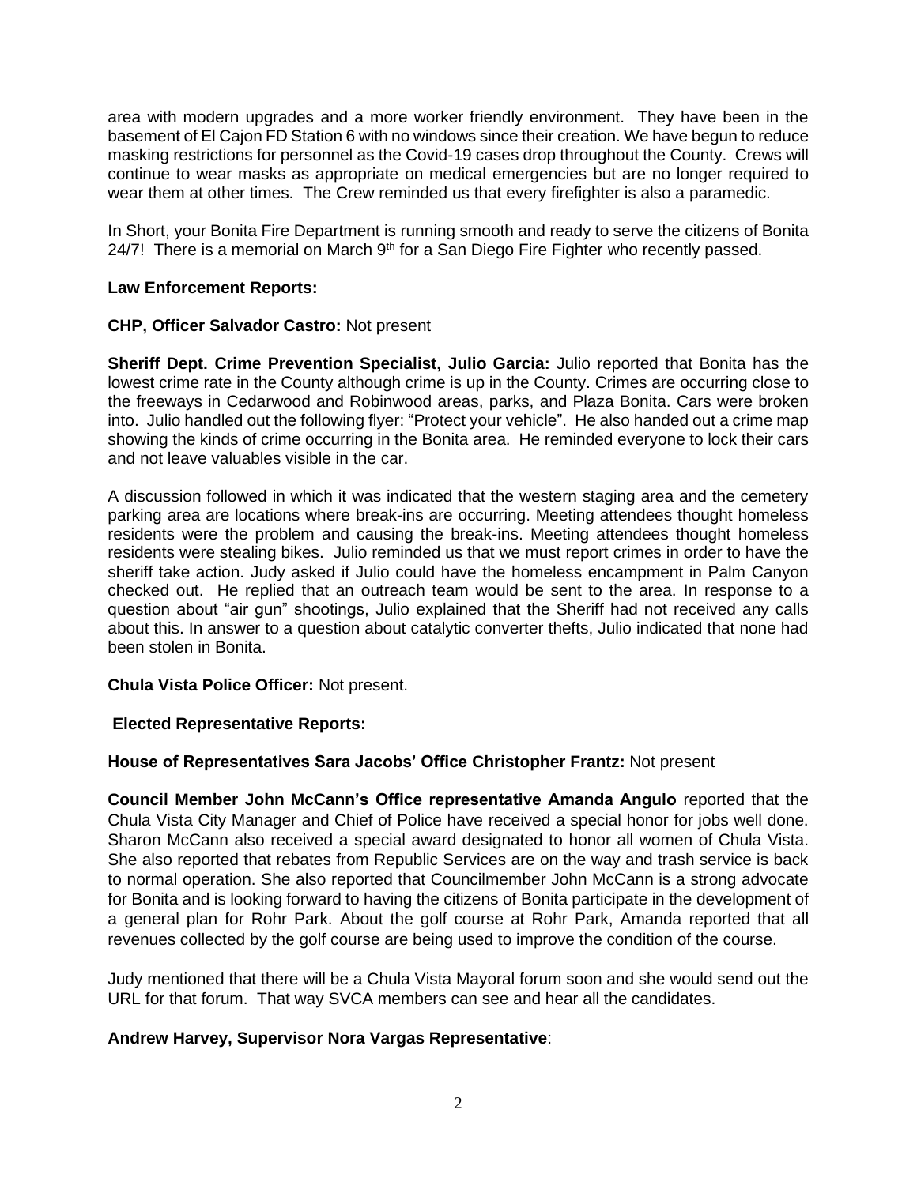area with modern upgrades and a more worker friendly environment. They have been in the basement of El Cajon FD Station 6 with no windows since their creation. We have begun to reduce masking restrictions for personnel as the Covid-19 cases drop throughout the County. Crews will continue to wear masks as appropriate on medical emergencies but are no longer required to wear them at other times. The Crew reminded us that every firefighter is also a paramedic.

In Short, your Bonita Fire Department is running smooth and ready to serve the citizens of Bonita 24/7! There is a memorial on March 9th for a San Diego Fire Fighter who recently passed.

**Law Enforcement Reports:**

**CHP, Officer Salvador Castro:** Not present

**Sheriff Dept. Crime Prevention Specialist, Julio Garcia:** Julio reported that Bonita has the lowest crime rate in the County although crime is up in the County. Crimes are occurring close to the freeways in Cedarwood and Robinwood areas, parks, and Plaza Bonita. Cars were broken into. Julio handled out the following flyer: "Protect your vehicle". He also handed out a crime map showing the kinds of crime occurring in the Bonita area. He reminded everyone to lock their cars and not leave valuables visible in the car.

A discussion followed in which it was indicated that the western staging area and the cemetery parking area are locations where break-ins are occurring. Meeting attendees thought homeless residents were the problem and causing the break-ins. Meeting attendees thought homeless residents were stealing bikes. Julio reminded us that we must report crimes in order to have the sheriff take action. Judy asked if Julio could have the homeless encampment in Palm Canyon checked out. He replied that an outreach team would be sent to the area. In response to a question about "air gun" shootings, Julio explained that the Sheriff had not received any calls about this. In answer to a question about catalytic converter thefts, Julio indicated that none had been stolen in Bonita.

**Chula Vista Police Officer:** Not present.

**Elected Representative Reports:**

**House of Representatives Sara Jacobs' Office Christopher Frantz:** Not present

**Council Member John McCann's Office representative Amanda Angulo** reported that the Chula Vista City Manager and Chief of Police have received a special honor for jobs well done. Sharon McCann also received a special award designated to honor all women of Chula Vista. She also reported that rebates from Republic Services are on the way and trash service is back to normal operation. She also reported that Councilmember John McCann is a strong advocate for Bonita and is looking forward to having the citizens of Bonita participate in the development of a general plan for Rohr Park. About the golf course at Rohr Park, Amanda reported that all revenues collected by the golf course are being used to improve the condition of the course.

Judy mentioned that there will be a Chula Vista Mayoral forum soon and she would send out the URL for that forum. That way SVCA members can see and hear all the candidates.

**Andrew Harvey, Supervisor Nora Vargas Representative**: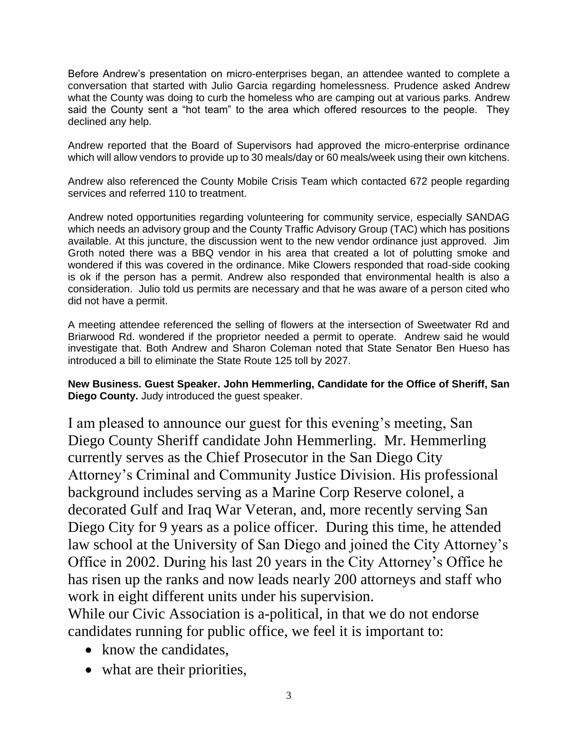Before Andrew's presentation on micro-enterprises began, an attendee wanted to complete a conversation that started with Julio Garcia regarding homelessness. Prudence asked Andrew what the County was doing to curb the homeless who are camping out at various parks. Andrew said the County sent a "hot team" to the area which offered resources to the people. They declined any help.

Andrew reported that the Board of Supervisors had approved the micro-enterprise ordinance which will allow vendors to provide up to 30 meals/day or 60 meals/week using their own kitchens.

Andrew also referenced the County Mobile Crisis Team which contacted 672 people regarding services and referred 110 to treatment.

Andrew noted opportunities regarding volunteering for community service, especially SANDAG which needs an advisory group and the County Traffic Advisory Group (TAC) which has positions available. At this juncture, the discussion went to the new vendor ordinance just approved. Jim Groth noted there was a BBQ vendor in his area that created a lot of polutting smoke and wondered if this was covered in the ordinance. Mike Clowers responded that road-side cooking is ok if the person has a permit. Andrew also responded that environmental health is also a consideration. Julio told us permits are necessary and that he was aware of a person cited who did not have a permit.

A meeting attendee referenced the selling of flowers at the intersection of Sweetwater Rd and Briarwood Rd. wondered if the proprietor needed a permit to operate. Andrew said he would investigate that. Both Andrew and Sharon Coleman noted that State Senator Ben Hueso has introduced a bill to eliminate the State Route 125 toll by 2027.

**New Business. Guest Speaker. John Hemmerling, Candidate for the Office of Sheriff, San Diego County.** Judy introduced the guest speaker.

I am pleased to announce our guest for this evening's meeting, San Diego County Sheriff candidate John Hemmerling. Mr. Hemmerling currently serves as the Chief Prosecutor in the San Diego City Attorney's Criminal and Community Justice Division. His professional background includes serving as a Marine Corp Reserve colonel, a decorated Gulf and Iraq War Veteran, and, more recently serving San Diego City for 9 years as a police officer. During this time, he attended law school at the University of San Diego and joined the City Attorney's Office in 2002. During his last 20 years in the City Attorney's Office he has risen up the ranks and now leads nearly 200 attorneys and staff who work in eight different units under his supervision.

While our Civic Association is a-political, in that we do not endorse candidates running for public office, we feel it is important to:

- know the candidates,
- what are their priorities,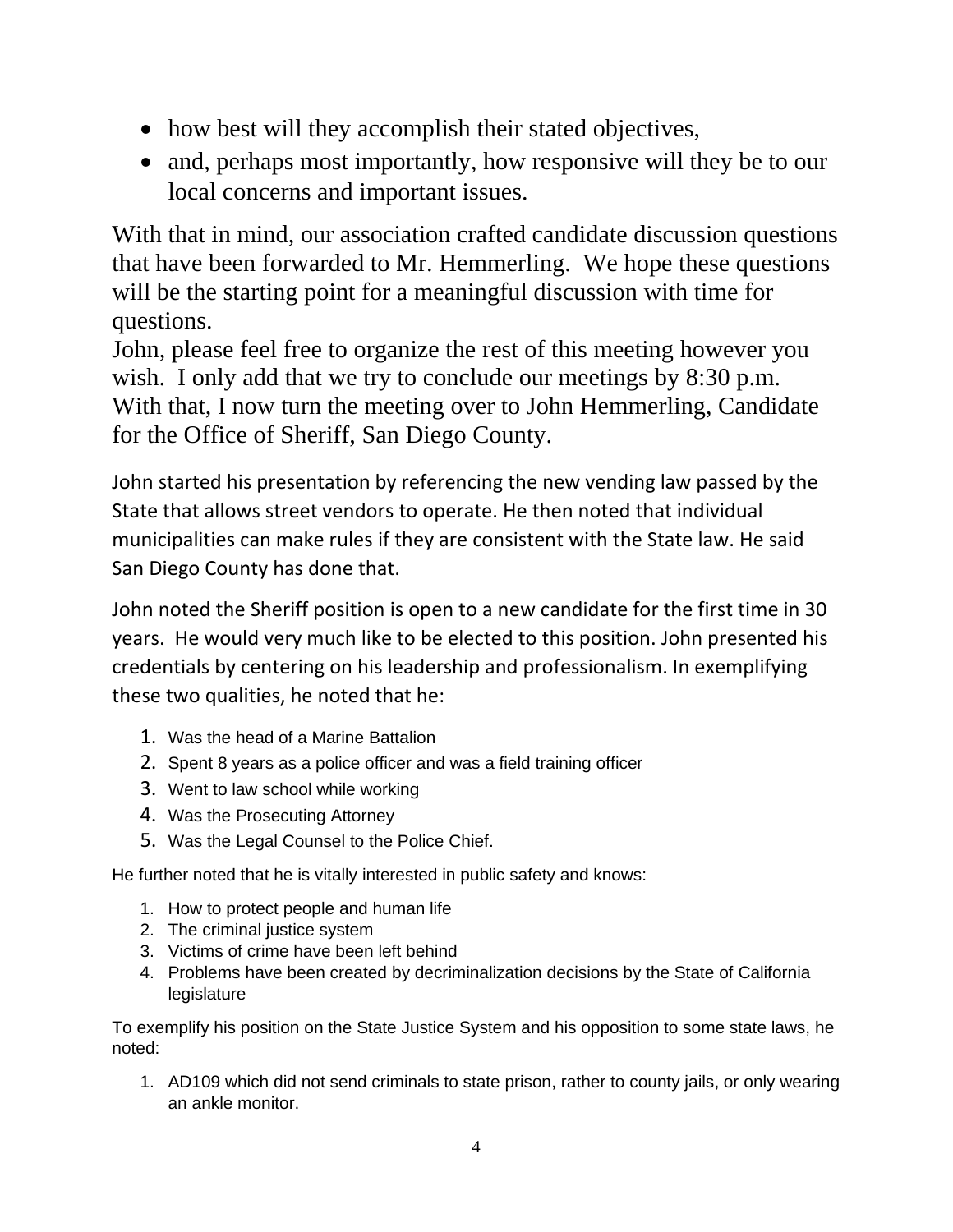- how best will they accomplish their stated objectives,
- and, perhaps most importantly, how responsive will they be to our local concerns and important issues.

With that in mind, our association crafted candidate discussion questions that have been forwarded to Mr. Hemmerling. We hope these questions will be the starting point for a meaningful discussion with time for questions.

John, please feel free to organize the rest of this meeting however you wish. I only add that we try to conclude our meetings by 8:30 p.m. With that, I now turn the meeting over to John Hemmerling, Candidate for the Office of Sheriff, San Diego County.

John started his presentation by referencing the new vending law passed by the State that allows street vendors to operate. He then noted that individual municipalities can make rules if they are consistent with the State law. He said San Diego County has done that.

John noted the Sheriff position is open to a new candidate for the first time in 30 years. He would very much like to be elected to this position. John presented his credentials by centering on his leadership and professionalism. In exemplifying these two qualities, he noted that he:

1. Was the head of a Marine Battalion
2. Spent 8 years as a police officer and was a field training officer
3. Went to law school while working
4. Was the Prosecuting Attorney
5. Was the Legal Counsel to the Police Chief.

He further noted that he is vitally interested in public safety and knows:

1. How to protect people and human life
2. The criminal justice system
3. Victims of crime have been left behind
4. Problems have been created by decriminalization decisions by the State of California legislature

To exemplify his position on the State Justice System and his opposition to some state laws, he noted:

1. AD109 which did not send criminals to state prison, rather to county jails, or only wearing an ankle monitor.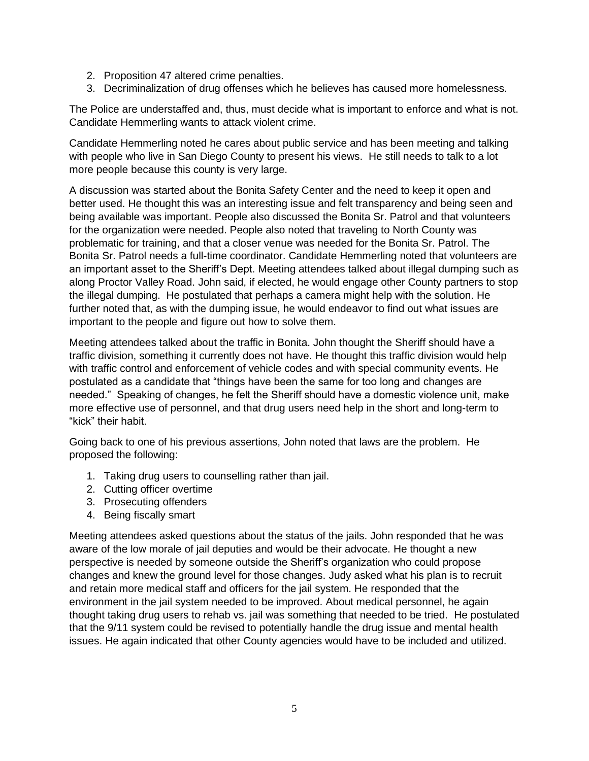2. Proposition 47 altered crime penalties.
3. Decriminalization of drug offenses which he believes has caused more homelessness.

The Police are understaffed and, thus, must decide what is important to enforce and what is not. Candidate Hemmerling wants to attack violent crime.

Candidate Hemmerling noted he cares about public service and has been meeting and talking with people who live in San Diego County to present his views. He still needs to talk to a lot more people because this county is very large.

A discussion was started about the Bonita Safety Center and the need to keep it open and better used. He thought this was an interesting issue and felt transparency and being seen and being available was important. People also discussed the Bonita Sr. Patrol and that volunteers for the organization were needed. People also noted that traveling to North County was problematic for training, and that a closer venue was needed for the Bonita Sr. Patrol. The Bonita Sr. Patrol needs a full-time coordinator. Candidate Hemmerling noted that volunteers are an important asset to the Sheriff's Dept. Meeting attendees talked about illegal dumping such as along Proctor Valley Road. John said, if elected, he would engage other County partners to stop the illegal dumping. He postulated that perhaps a camera might help with the solution. He further noted that, as with the dumping issue, he would endeavor to find out what issues are important to the people and figure out how to solve them.

Meeting attendees talked about the traffic in Bonita. John thought the Sheriff should have a traffic division, something it currently does not have. He thought this traffic division would help with traffic control and enforcement of vehicle codes and with special community events. He postulated as a candidate that "things have been the same for too long and changes are needed." Speaking of changes, he felt the Sheriff should have a domestic violence unit, make more effective use of personnel, and that drug users need help in the short and long-term to "kick" their habit.

Going back to one of his previous assertions, John noted that laws are the problem. He proposed the following:

1. Taking drug users to counselling rather than jail.
2. Cutting officer overtime
3. Prosecuting offenders
4. Being fiscally smart

Meeting attendees asked questions about the status of the jails. John responded that he was aware of the low morale of jail deputies and would be their advocate. He thought a new perspective is needed by someone outside the Sheriff's organization who could propose changes and knew the ground level for those changes. Judy asked what his plan is to recruit and retain more medical staff and officers for the jail system. He responded that the environment in the jail system needed to be improved. About medical personnel, he again thought taking drug users to rehab vs. jail was something that needed to be tried. He postulated that the 9/11 system could be revised to potentially handle the drug issue and mental health issues. He again indicated that other County agencies would have to be included and utilized.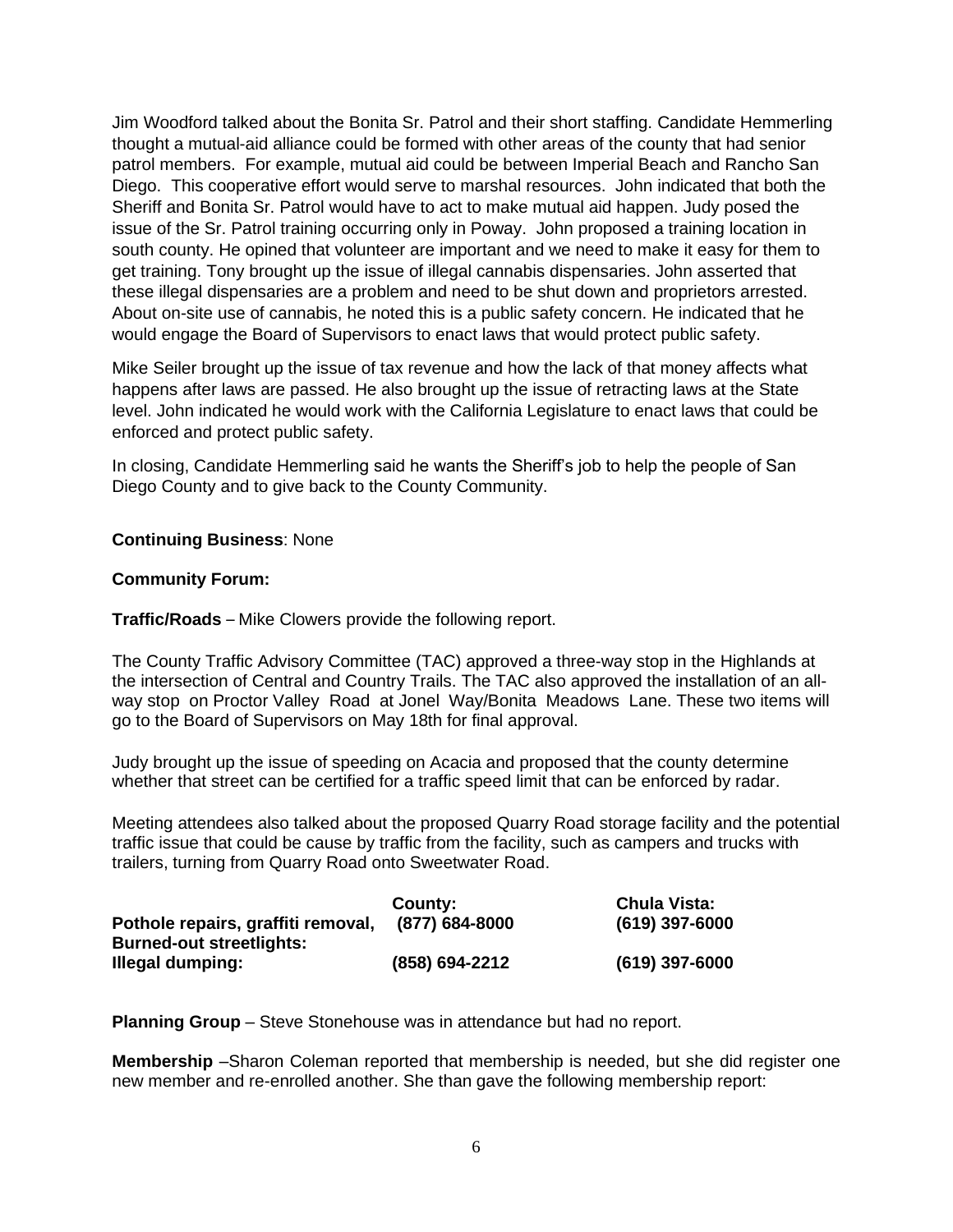Jim Woodford talked about the Bonita Sr. Patrol and their short staffing. Candidate Hemmerling thought a mutual-aid alliance could be formed with other areas of the county that had senior patrol members. For example, mutual aid could be between Imperial Beach and Rancho San Diego. This cooperative effort would serve to marshal resources. John indicated that both the Sheriff and Bonita Sr. Patrol would have to act to make mutual aid happen. Judy posed the issue of the Sr. Patrol training occurring only in Poway. John proposed a training location in south county. He opined that volunteer are important and we need to make it easy for them to get training. Tony brought up the issue of illegal cannabis dispensaries. John asserted that these illegal dispensaries are a problem and need to be shut down and proprietors arrested. About on-site use of cannabis, he noted this is a public safety concern. He indicated that he would engage the Board of Supervisors to enact laws that would protect public safety.

Mike Seiler brought up the issue of tax revenue and how the lack of that money affects what happens after laws are passed. He also brought up the issue of retracting laws at the State level. John indicated he would work with the California Legislature to enact laws that could be enforced and protect public safety.

In closing, Candidate Hemmerling said he wants the Sheriff's job to help the people of San Diego County and to give back to the County Community.

**Continuing Business**: None

**Community Forum:**

**Traffic/Roads** – Mike Clowers provide the following report.

The County Traffic Advisory Committee (TAC) approved a three-way stop in the Highlands at the intersection of Central and Country Trails. The TAC also approved the installation of an all-way stop on Proctor Valley Road at Jonel Way/Bonita Meadows Lane. These two items will go to the Board of Supervisors on May 18th for final approval.

Judy brought up the issue of speeding on Acacia and proposed that the county determine whether that street can be certified for a traffic speed limit that can be enforced by radar.

Meeting attendees also talked about the proposed Quarry Road storage facility and the potential traffic issue that could be cause by traffic from the facility, such as campers and trucks with trailers, turning from Quarry Road onto Sweetwater Road.

| | **County:** | **Chula Vista:** |
|---|---|---|
| **Pothole repairs, graffiti removal, Burned-out streetlights:** | **(877) 684-8000** | **(619) 397-6000** |
| **Illegal dumping:** | **(858) 694-2212** | **(619) 397-6000** |

**Planning Group** – Steve Stonehouse was in attendance but had no report.

**Membership** –Sharon Coleman reported that membership is needed, but she did register one new member and re-enrolled another. She than gave the following membership report: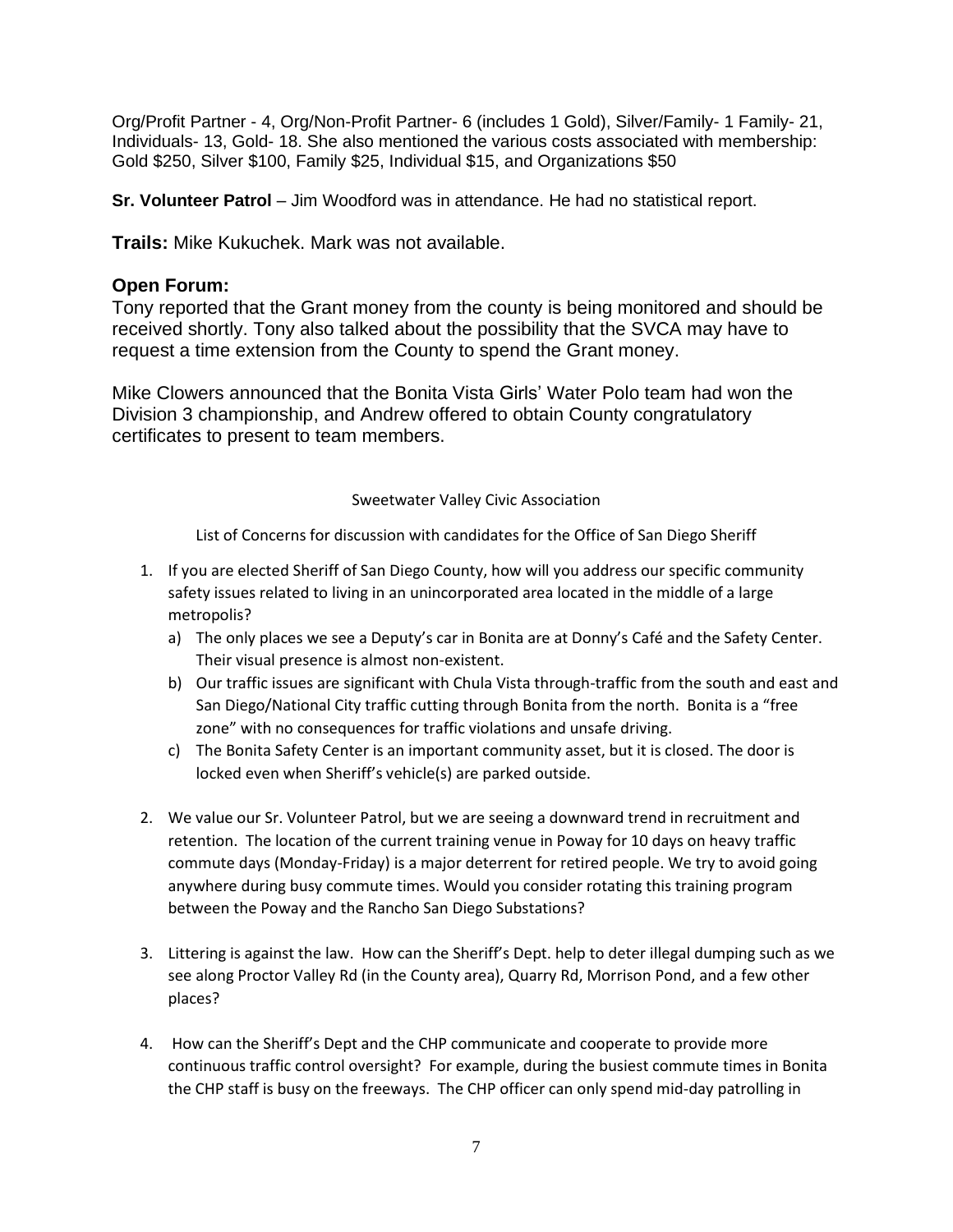Org/Profit Partner - 4, Org/Non-Profit Partner- 6 (includes 1 Gold), Silver/Family- 1 Family- 21, Individuals- 13, Gold- 18. She also mentioned the various costs associated with membership: Gold $250, Silver $100, Family $25, Individual $15, and Organizations $50

**Sr. Volunteer Patrol** – Jim Woodford was in attendance. He had no statistical report.

**Trails:** Mike Kukuchek. Mark was not available.

## Open Forum:

Tony reported that the Grant money from the county is being monitored and should be received shortly. Tony also talked about the possibility that the SVCA may have to request a time extension from the County to spend the Grant money.

Mike Clowers announced that the Bonita Vista Girls' Water Polo team had won the Division 3 championship, and Andrew offered to obtain County congratulatory certificates to present to team members.

Sweetwater Valley Civic Association

List of Concerns for discussion with candidates for the Office of San Diego Sheriff

1. If you are elected Sheriff of San Diego County, how will you address our specific community safety issues related to living in an unincorporated area located in the middle of a large metropolis?
   a) The only places we see a Deputy's car in Bonita are at Donny's Café and the Safety Center. Their visual presence is almost non-existent.
   b) Our traffic issues are significant with Chula Vista through-traffic from the south and east and San Diego/National City traffic cutting through Bonita from the north. Bonita is a "free zone" with no consequences for traffic violations and unsafe driving.
   c) The Bonita Safety Center is an important community asset, but it is closed. The door is locked even when Sheriff's vehicle(s) are parked outside.

2. We value our Sr. Volunteer Patrol, but we are seeing a downward trend in recruitment and retention. The location of the current training venue in Poway for 10 days on heavy traffic commute days (Monday-Friday) is a major deterrent for retired people. We try to avoid going anywhere during busy commute times. Would you consider rotating this training program between the Poway and the Rancho San Diego Substations?

3. Littering is against the law. How can the Sheriff's Dept. help to deter illegal dumping such as we see along Proctor Valley Rd (in the County area), Quarry Rd, Morrison Pond, and a few other places?

4. How can the Sheriff's Dept and the CHP communicate and cooperate to provide more continuous traffic control oversight? For example, during the busiest commute times in Bonita the CHP staff is busy on the freeways. The CHP officer can only spend mid-day patrolling in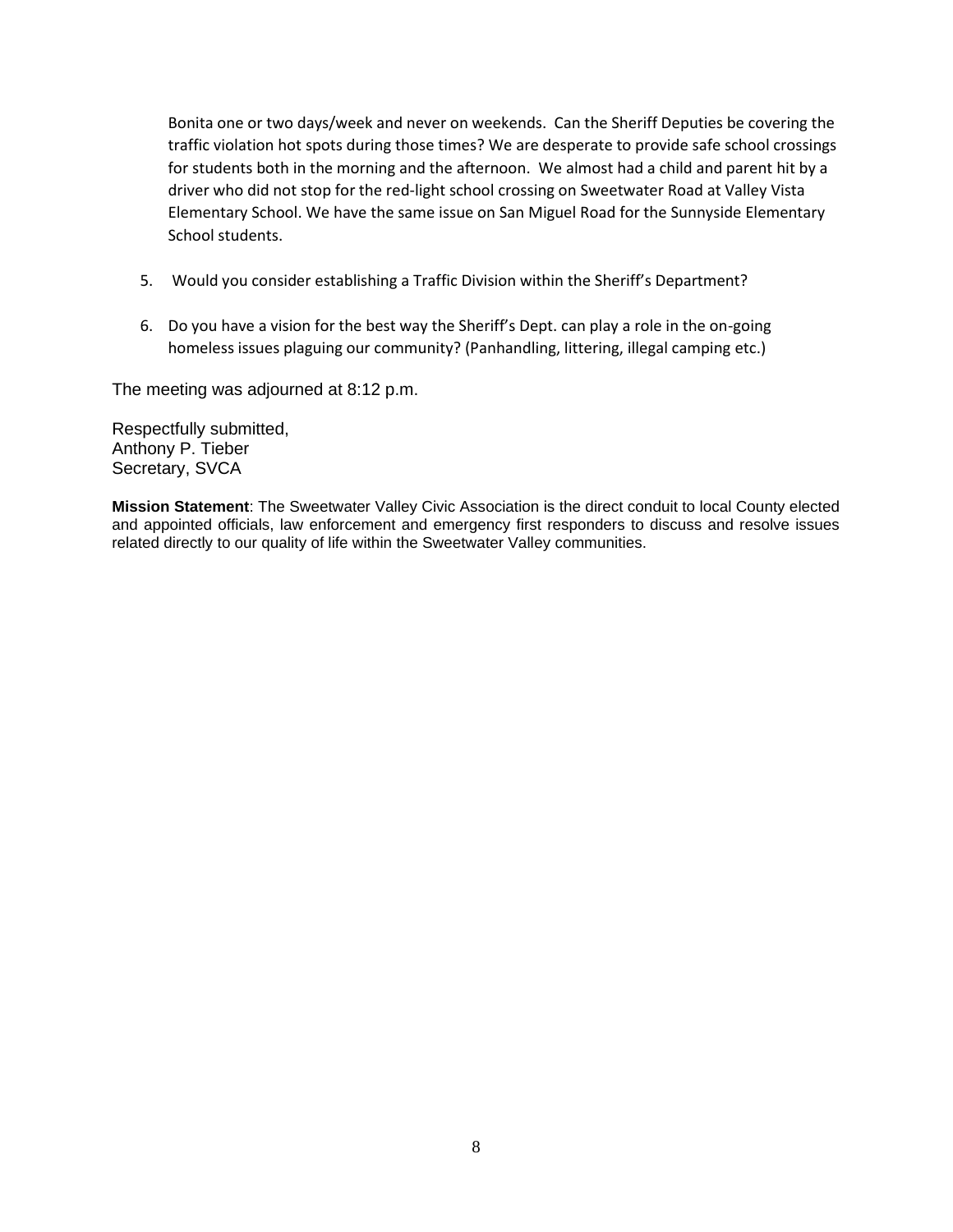Bonita one or two days/week and never on weekends. Can the Sheriff Deputies be covering the traffic violation hot spots during those times? We are desperate to provide safe school crossings for students both in the morning and the afternoon. We almost had a child and parent hit by a driver who did not stop for the red-light school crossing on Sweetwater Road at Valley Vista Elementary School. We have the same issue on San Miguel Road for the Sunnyside Elementary School students.

5. Would you consider establishing a Traffic Division within the Sheriff's Department?

6. Do you have a vision for the best way the Sheriff's Dept. can play a role in the on-going homeless issues plaguing our community? (Panhandling, littering, illegal camping etc.)

The meeting was adjourned at 8:12 p.m.

Respectfully submitted,
Anthony P. Tieber
Secretary, SVCA

**Mission Statement**: The Sweetwater Valley Civic Association is the direct conduit to local County elected and appointed officials, law enforcement and emergency first responders to discuss and resolve issues related directly to our quality of life within the Sweetwater Valley communities.